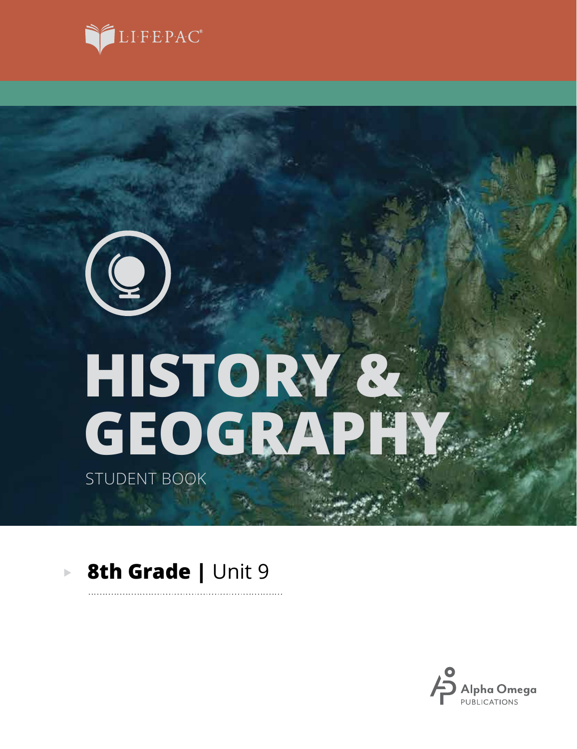LIFEPAC®

# HISTORY & GEOGRAPHY

STUDENT BOOK

**8th Grade |** Unit 9

Alpha Omega
PUBLICATIONS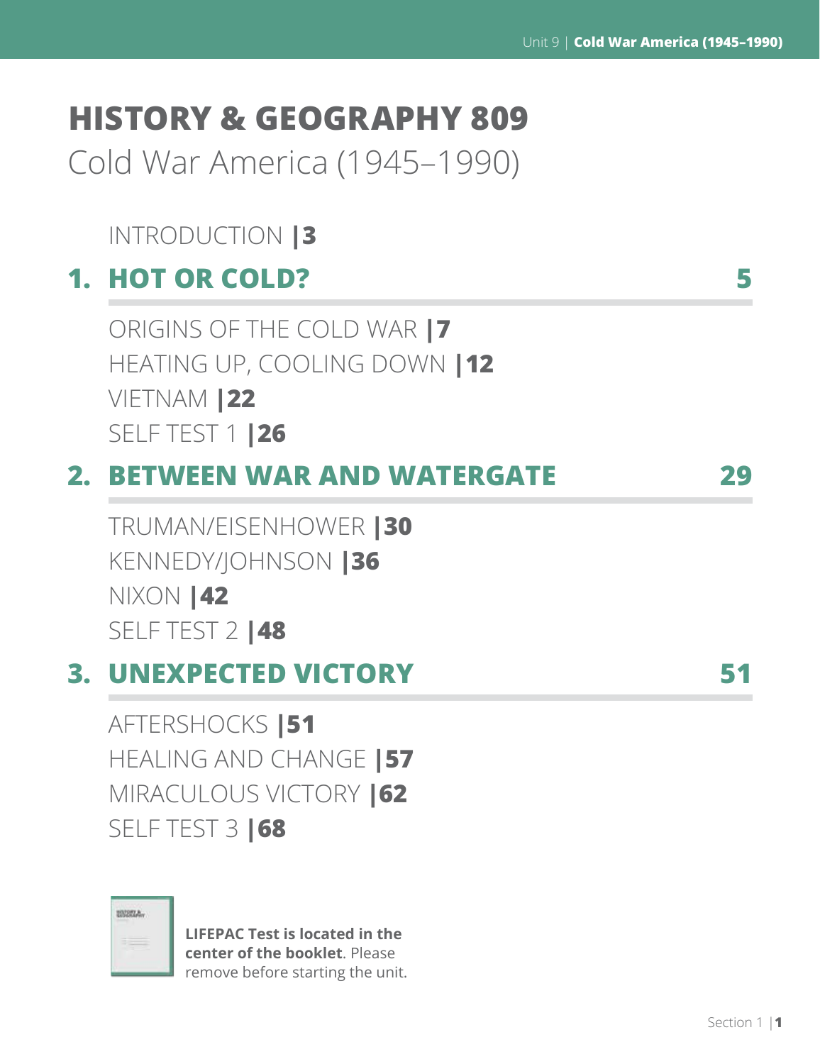# HISTORY & GEOGRAPHY 809

## Cold War America (1945–1990)

INTRODUCTION |3

## 1. HOT OR COLD? 5

ORIGINS OF THE COLD WAR |7
HEATING UP, COOLING DOWN |12
VIETNAM |22
SELF TEST 1 |26

## 2. BETWEEN WAR AND WATERGATE 29

TRUMAN/EISENHOWER |30
KENNEDY/JOHNSON |36
NIXON |42
SELF TEST 2 |48

## 3. UNEXPECTED VICTORY 51

AFTERSHOCKS |51
HEALING AND CHANGE |57
MIRACULOUS VICTORY |62
SELF TEST 3 |68

**LIFEPAC Test is located in the center of the booklet**. Please remove before starting the unit.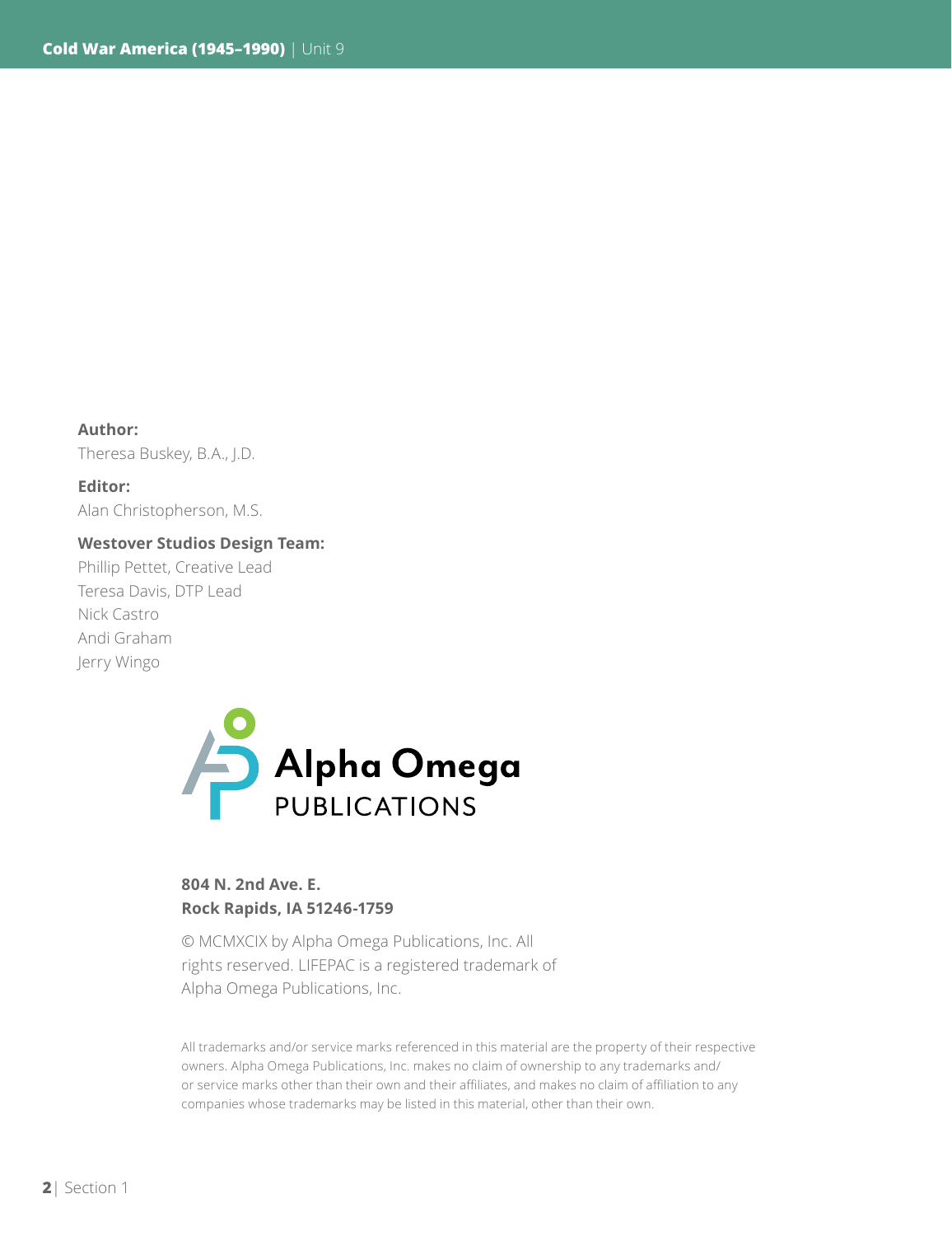**Author:**
Theresa Buskey, B.A., J.D.

**Editor:**
Alan Christopherson, M.S.

**Westover Studios Design Team:**
Phillip Pettet, Creative Lead
Teresa Davis, DTP Lead
Nick Castro
Andi Graham
Jerry Wingo

Alpha Omega
PUBLICATIONS

**804 N. 2nd Ave. E.**
**Rock Rapids, IA 51246-1759**

© MCMXCIX by Alpha Omega Publications, Inc. All rights reserved. LIFEPAC is a registered trademark of Alpha Omega Publications, Inc.

All trademarks and/or service marks referenced in this material are the property of their respective owners. Alpha Omega Publications, Inc. makes no claim of ownership to any trademarks and/or service marks other than their own and their affiliates, and makes no claim of affiliation to any companies whose trademarks may be listed in this material, other than their own.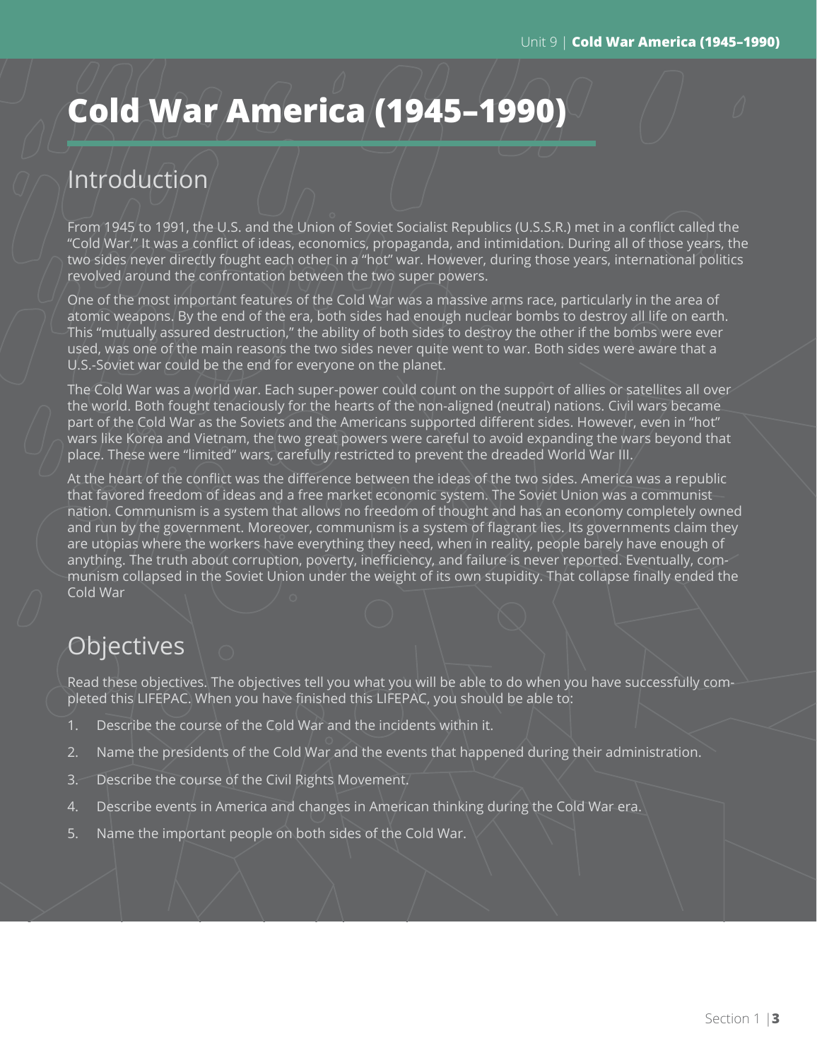# Cold War America (1945–1990)

## Introduction

From 1945 to 1991, the U.S. and the Union of Soviet Socialist Republics (U.S.S.R.) met in a conflict called the "Cold War." It was a conflict of ideas, economics, propaganda, and intimidation. During all of those years, the two sides never directly fought each other in a "hot" war. However, during those years, international politics revolved around the confrontation between the two super powers.

One of the most important features of the Cold War was a massive arms race, particularly in the area of atomic weapons. By the end of the era, both sides had enough nuclear bombs to destroy all life on earth. This "mutually assured destruction," the ability of both sides to destroy the other if the bombs were ever used, was one of the main reasons the two sides never quite went to war. Both sides were aware that a U.S.-Soviet war could be the end for everyone on the planet.

The Cold War was a world war. Each super-power could count on the support of allies or satellites all over the world. Both fought tenaciously for the hearts of the non-aligned (neutral) nations. Civil wars became part of the Cold War as the Soviets and the Americans supported different sides. However, even in "hot" wars like Korea and Vietnam, the two great powers were careful to avoid expanding the wars beyond that place. These were "limited" wars, carefully restricted to prevent the dreaded World War III.

At the heart of the conflict was the difference between the ideas of the two sides. America was a republic that favored freedom of ideas and a free market economic system. The Soviet Union was a communist nation. Communism is a system that allows no freedom of thought and has an economy completely owned and run by the government. Moreover, communism is a system of flagrant lies. Its governments claim they are utopias where the workers have everything they need, when in reality, people barely have enough of anything. The truth about corruption, poverty, inefficiency, and failure is never reported. Eventually, communism collapsed in the Soviet Union under the weight of its own stupidity. That collapse finally ended the Cold War

## Objectives

Read these objectives. The objectives tell you what you will be able to do when you have successfully completed this LIFEPAC. When you have finished this LIFEPAC, you should be able to:

1. Describe the course of the Cold War and the incidents within it.
2. Name the presidents of the Cold War and the events that happened during their administration.
3. Describe the course of the Civil Rights Movement.
4. Describe events in America and changes in American thinking during the Cold War era.
5. Name the important people on both sides of the Cold War.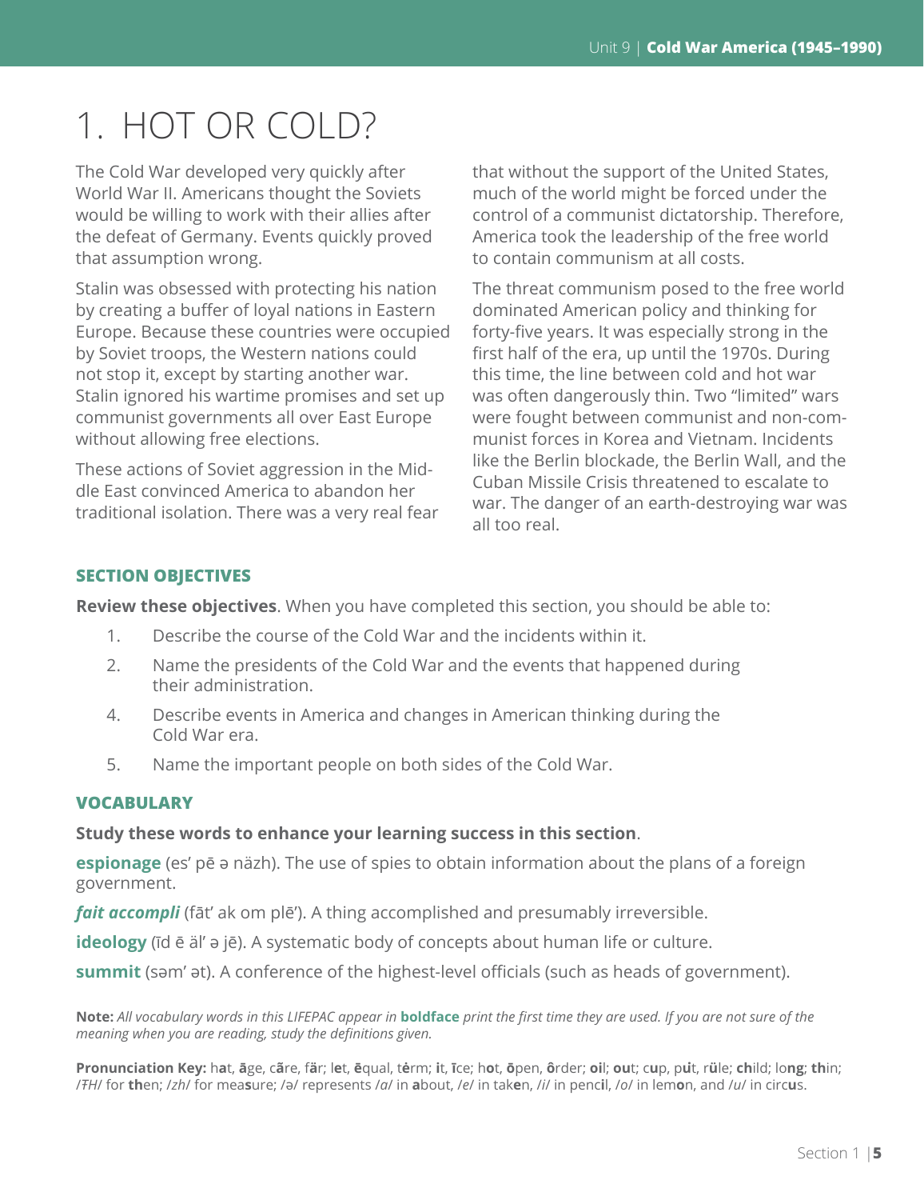# 1. HOT OR COLD?

The Cold War developed very quickly after World War II. Americans thought the Soviets would be willing to work with their allies after the defeat of Germany. Events quickly proved that assumption wrong.

Stalin was obsessed with protecting his nation by creating a buffer of loyal nations in Eastern Europe. Because these countries were occupied by Soviet troops, the Western nations could not stop it, except by starting another war. Stalin ignored his wartime promises and set up communist governments all over East Europe without allowing free elections.

These actions of Soviet aggression in the Middle East convinced America to abandon her traditional isolation. There was a very real fear that without the support of the United States, much of the world might be forced under the control of a communist dictatorship. Therefore, America took the leadership of the free world to contain communism at all costs.

The threat communism posed to the free world dominated American policy and thinking for forty-five years. It was especially strong in the first half of the era, up until the 1970s. During this time, the line between cold and hot war was often dangerously thin. Two "limited" wars were fought between communist and non-communist forces in Korea and Vietnam. Incidents like the Berlin blockade, the Berlin Wall, and the Cuban Missile Crisis threatened to escalate to war. The danger of an earth-destroying war was all too real.

### SECTION OBJECTIVES

**Review these objectives**. When you have completed this section, you should be able to:

1. Describe the course of the Cold War and the incidents within it.
2. Name the presidents of the Cold War and the events that happened during their administration.
4. Describe events in America and changes in American thinking during the Cold War era.
5. Name the important people on both sides of the Cold War.

### VOCABULARY

**Study these words to enhance your learning success in this section**.

**espionage** (es' pē ə näzh). The use of spies to obtain information about the plans of a foreign government.

***fait accompli*** (fāt' ak om plē'). A thing accomplished and presumably irreversible.

**ideology** (īd ē äl' ə jē). A systematic body of concepts about human life or culture.

**summit** (səm' ət). A conference of the highest-level officials (such as heads of government).

**Note:** *All vocabulary words in this LIFEPAC appear in* **boldface** *print the first time they are used. If you are not sure of the meaning when you are reading, study the definitions given.*

**Pronunciation Key:** h**a**t, **ā**ge, c**ã**re, f**ä**r; l**e**t, **ē**qual, t**ė**rm; **i**t, **ī**ce; h**o**t, **ō**pen, **ô**rder; **oi**l; **ou**t; c**u**p, p**u̇**t, r**ü**le; **ch**ild; lo**ng**; **th**in; /ŦH/ for **th**en; /zh/ for mea**s**ure; /ə/ represents /a/ in **a**bout, /e/ in tak**e**n, /i/ in penc**i**l, /o/ in lem**o**n, and /u/ in circ**u**s.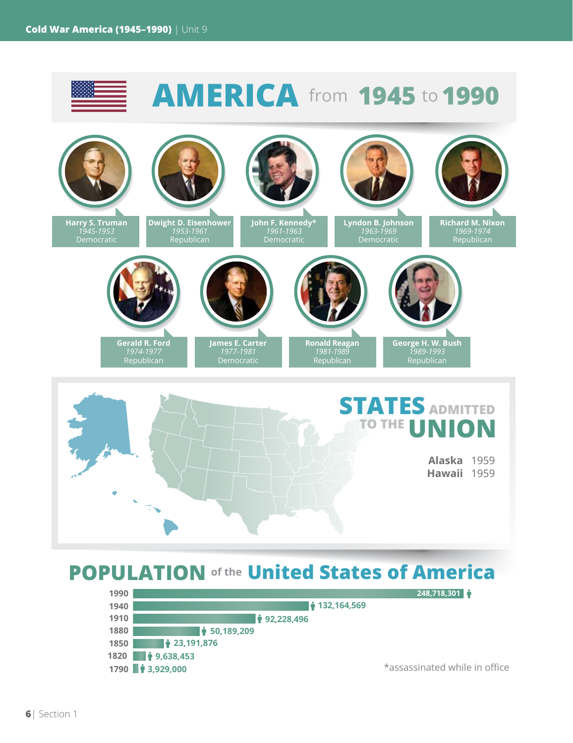# AMERICA from 1945 to 1990

| President | Years | Party |
|---|---|---|
| **Harry S. Truman** | *1945-1953* | Democratic |
| **Dwight D. Eisenhower** | *1953-1961* | Republican |
| **John F. Kennedy*** | *1961-1963* | Democratic |
| **Lyndon B. Johnson** | *1963-1969* | Democratic |
| **Richard M. Nixon** | *1969-1974* | Republican |
| **Gerald R. Ford** | *1974-1977* | Republican |
| **James E. Carter** | *1977-1981* | Democratic |
| **Ronald Reagan** | *1981-1989* | Republican |
| **George H. W. Bush** | *1989-1993* | Republican |

## STATES ADMITTED TO THE UNION

**Alaska** 1959
**Hawaii** 1959

## POPULATION of the United States of America

| Year | Population |
|---|---|
| 1990 | 248,718,301 |
| 1940 | 132,164,569 |
| 1910 | 92,228,496 |
| 1880 | 50,189,209 |
| 1850 | 23,191,876 |
| 1820 | 9,638,453 |
| 1790 | 3,929,000 |

*assassinated while in office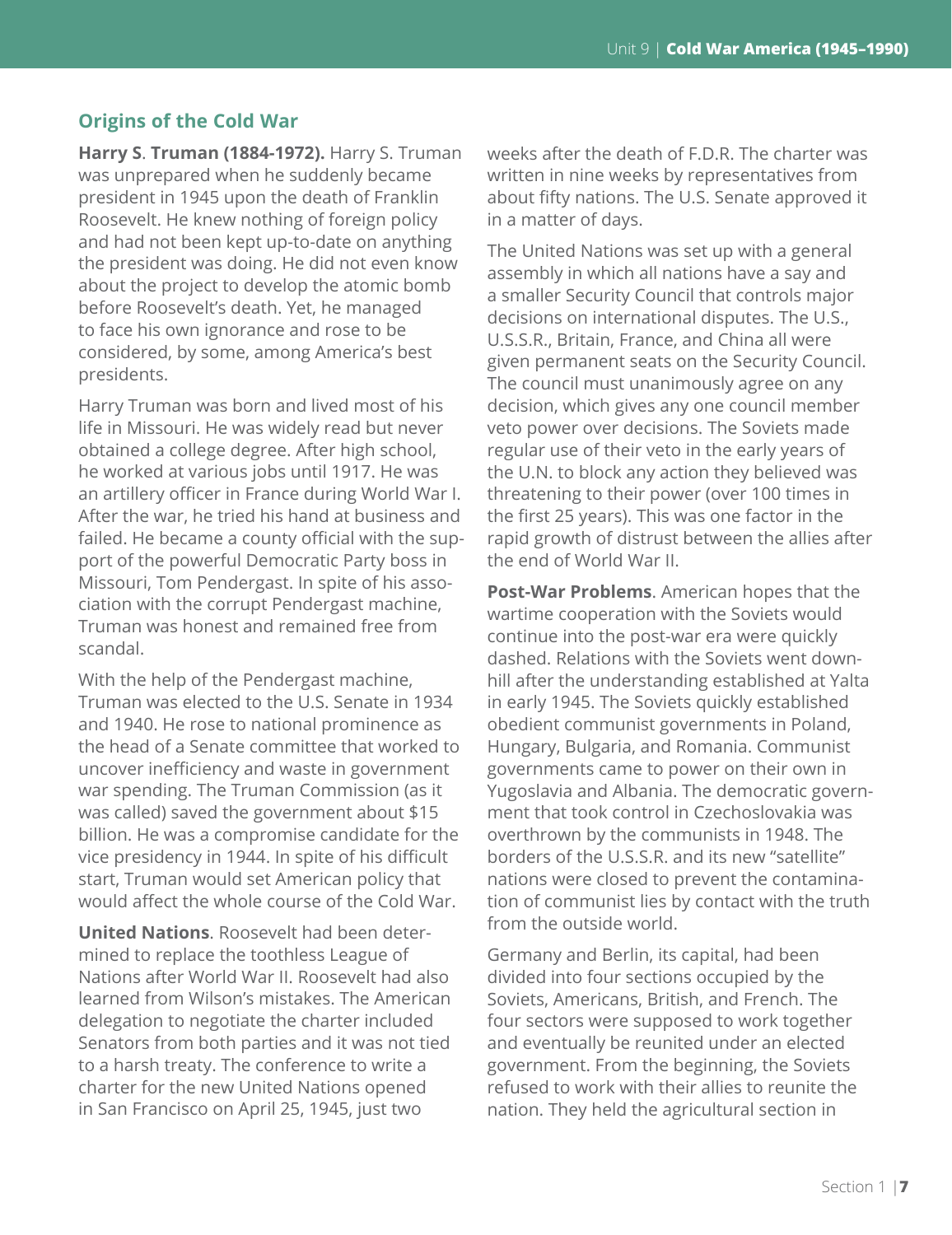## Origins of the Cold War

**Harry S. Truman (1884-1972).** Harry S. Truman was unprepared when he suddenly became president in 1945 upon the death of Franklin Roosevelt. He knew nothing of foreign policy and had not been kept up-to-date on anything the president was doing. He did not even know about the project to develop the atomic bomb before Roosevelt's death. Yet, he managed to face his own ignorance and rose to be considered, by some, among America's best presidents.

Harry Truman was born and lived most of his life in Missouri. He was widely read but never obtained a college degree. After high school, he worked at various jobs until 1917. He was an artillery officer in France during World War I. After the war, he tried his hand at business and failed. He became a county official with the support of the powerful Democratic Party boss in Missouri, Tom Pendergast. In spite of his association with the corrupt Pendergast machine, Truman was honest and remained free from scandal.

With the help of the Pendergast machine, Truman was elected to the U.S. Senate in 1934 and 1940. He rose to national prominence as the head of a Senate committee that worked to uncover inefficiency and waste in government war spending. The Truman Commission (as it was called) saved the government about $15 billion. He was a compromise candidate for the vice presidency in 1944. In spite of his difficult start, Truman would set American policy that would affect the whole course of the Cold War.

**United Nations**. Roosevelt had been determined to replace the toothless League of Nations after World War II. Roosevelt had also learned from Wilson's mistakes. The American delegation to negotiate the charter included Senators from both parties and it was not tied to a harsh treaty. The conference to write a charter for the new United Nations opened in San Francisco on April 25, 1945, just two weeks after the death of F.D.R. The charter was written in nine weeks by representatives from about fifty nations. The U.S. Senate approved it in a matter of days.

The United Nations was set up with a general assembly in which all nations have a say and a smaller Security Council that controls major decisions on international disputes. The U.S., U.S.S.R., Britain, France, and China all were given permanent seats on the Security Council. The council must unanimously agree on any decision, which gives any one council member veto power over decisions. The Soviets made regular use of their veto in the early years of the U.N. to block any action they believed was threatening to their power (over 100 times in the first 25 years). This was one factor in the rapid growth of distrust between the allies after the end of World War II.

**Post-War Problems**. American hopes that the wartime cooperation with the Soviets would continue into the post-war era were quickly dashed. Relations with the Soviets went downhill after the understanding established at Yalta in early 1945. The Soviets quickly established obedient communist governments in Poland, Hungary, Bulgaria, and Romania. Communist governments came to power on their own in Yugoslavia and Albania. The democratic government that took control in Czechoslovakia was overthrown by the communists in 1948. The borders of the U.S.S.R. and its new "satellite" nations were closed to prevent the contamination of communist lies by contact with the truth from the outside world.

Germany and Berlin, its capital, had been divided into four sections occupied by the Soviets, Americans, British, and French. The four sectors were supposed to work together and eventually be reunited under an elected government. From the beginning, the Soviets refused to work with their allies to reunite the nation. They held the agricultural section in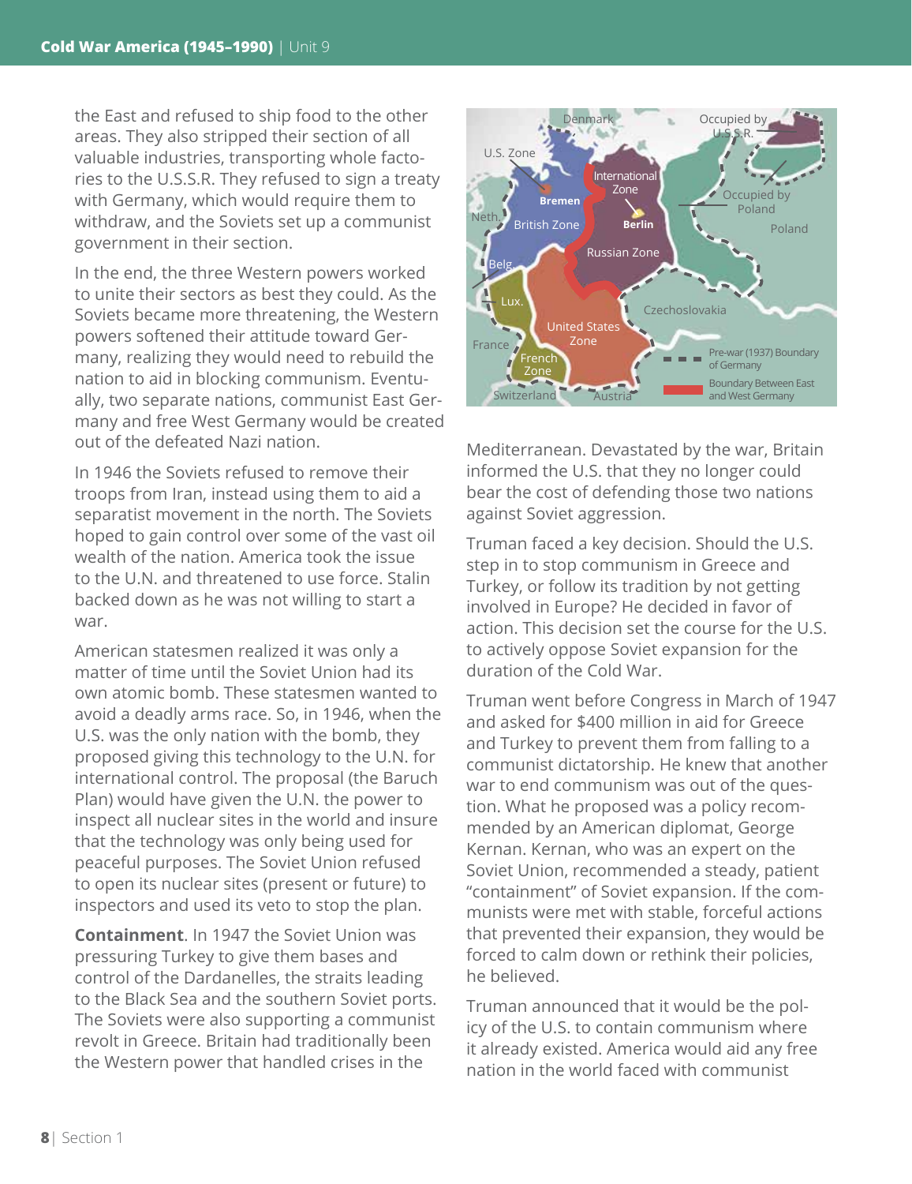the East and refused to ship food to the other areas. They also stripped their section of all valuable industries, transporting whole factories to the U.S.S.R. They refused to sign a treaty with Germany, which would require them to withdraw, and the Soviets set up a communist government in their section.

In the end, the three Western powers worked to unite their sectors as best they could. As the Soviets became more threatening, the Western powers softened their attitude toward Germany, realizing they would need to rebuild the nation to aid in blocking communism. Eventually, two separate nations, communist East Germany and free West Germany would be created out of the defeated Nazi nation.

In 1946 the Soviets refused to remove their troops from Iran, instead using them to aid a separatist movement in the north. The Soviets hoped to gain control over some of the vast oil wealth of the nation. America took the issue to the U.N. and threatened to use force. Stalin backed down as he was not willing to start a war.

American statesmen realized it was only a matter of time until the Soviet Union had its own atomic bomb. These statesmen wanted to avoid a deadly arms race. So, in 1946, when the U.S. was the only nation with the bomb, they proposed giving this technology to the U.N. for international control. The proposal (the Baruch Plan) would have given the U.N. the power to inspect all nuclear sites in the world and insure that the technology was only being used for peaceful purposes. The Soviet Union refused to open its nuclear sites (present or future) to inspectors and used its veto to stop the plan.

**Containment**. In 1947 the Soviet Union was pressuring Turkey to give them bases and control of the Dardanelles, the straits leading to the Black Sea and the southern Soviet ports. The Soviets were also supporting a communist revolt in Greece. Britain had traditionally been the Western power that handled crises in the Mediterranean. Devastated by the war, Britain informed the U.S. that they no longer could bear the cost of defending those two nations against Soviet aggression.

Truman faced a key decision. Should the U.S. step in to stop communism in Greece and Turkey, or follow its tradition by not getting involved in Europe? He decided in favor of action. This decision set the course for the U.S. to actively oppose Soviet expansion for the duration of the Cold War.

Truman went before Congress in March of 1947 and asked for $400 million in aid for Greece and Turkey to prevent them from falling to a communist dictatorship. He knew that another war to end communism was out of the question. What he proposed was a policy recommended by an American diplomat, George Kernan. Kernan, who was an expert on the Soviet Union, recommended a steady, patient "containment" of Soviet expansion. If the communists were met with stable, forceful actions that prevented their expansion, they would be forced to calm down or rethink their policies, he believed.

Truman announced that it would be the policy of the U.S. to contain communism where it already existed. America would aid any free nation in the world faced with communist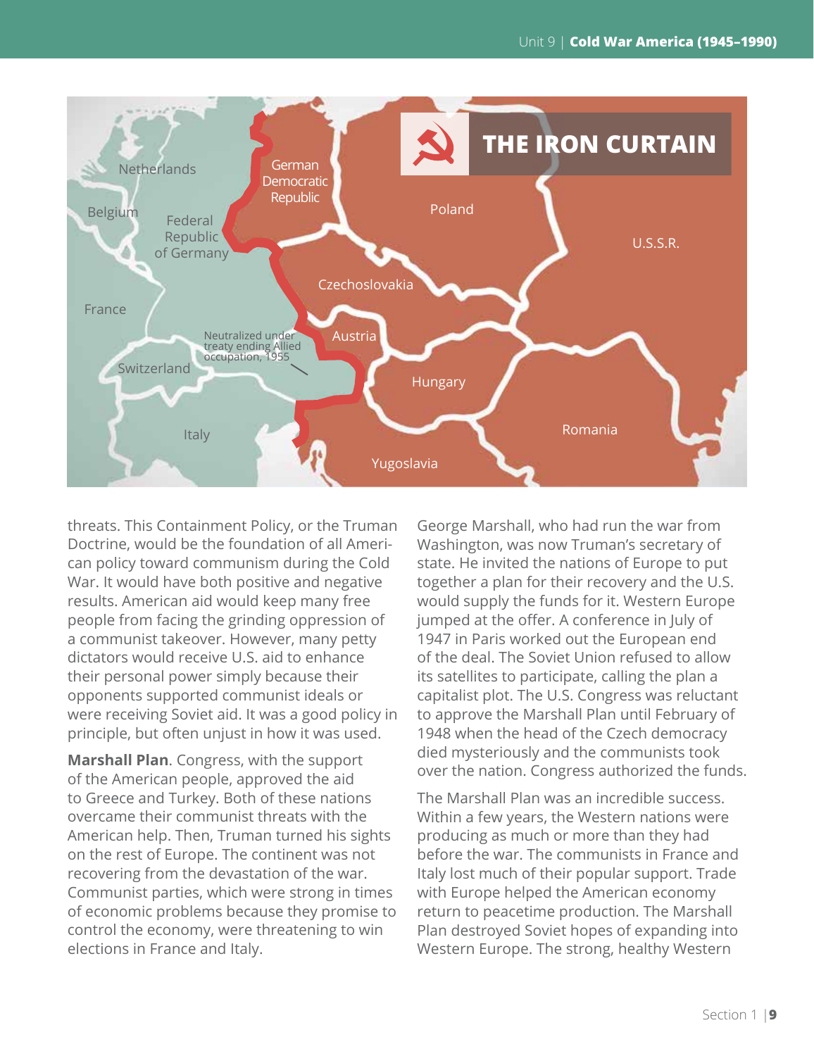threats. This Containment Policy, or the Truman Doctrine, would be the foundation of all American policy toward communism during the Cold War. It would have both positive and negative results. American aid would keep many free people from facing the grinding oppression of a communist takeover. However, many petty dictators would receive U.S. aid to enhance their personal power simply because their opponents supported communist ideals or were receiving Soviet aid. It was a good policy in principle, but often unjust in how it was used.

**Marshall Plan**. Congress, with the support of the American people, approved the aid to Greece and Turkey. Both of these nations overcame their communist threats with the American help. Then, Truman turned his sights on the rest of Europe. The continent was not recovering from the devastation of the war. Communist parties, which were strong in times of economic problems because they promise to control the economy, were threatening to win elections in France and Italy.

George Marshall, who had run the war from Washington, was now Truman's secretary of state. He invited the nations of Europe to put together a plan for their recovery and the U.S. would supply the funds for it. Western Europe jumped at the offer. A conference in July of 1947 in Paris worked out the European end of the deal. The Soviet Union refused to allow its satellites to participate, calling the plan a capitalist plot. The U.S. Congress was reluctant to approve the Marshall Plan until February of 1948 when the head of the Czech democracy died mysteriously and the communists took over the nation. Congress authorized the funds.

The Marshall Plan was an incredible success. Within a few years, the Western nations were producing as much or more than they had before the war. The communists in France and Italy lost much of their popular support. Trade with Europe helped the American economy return to peacetime production. The Marshall Plan destroyed Soviet hopes of expanding into Western Europe. The strong, healthy Western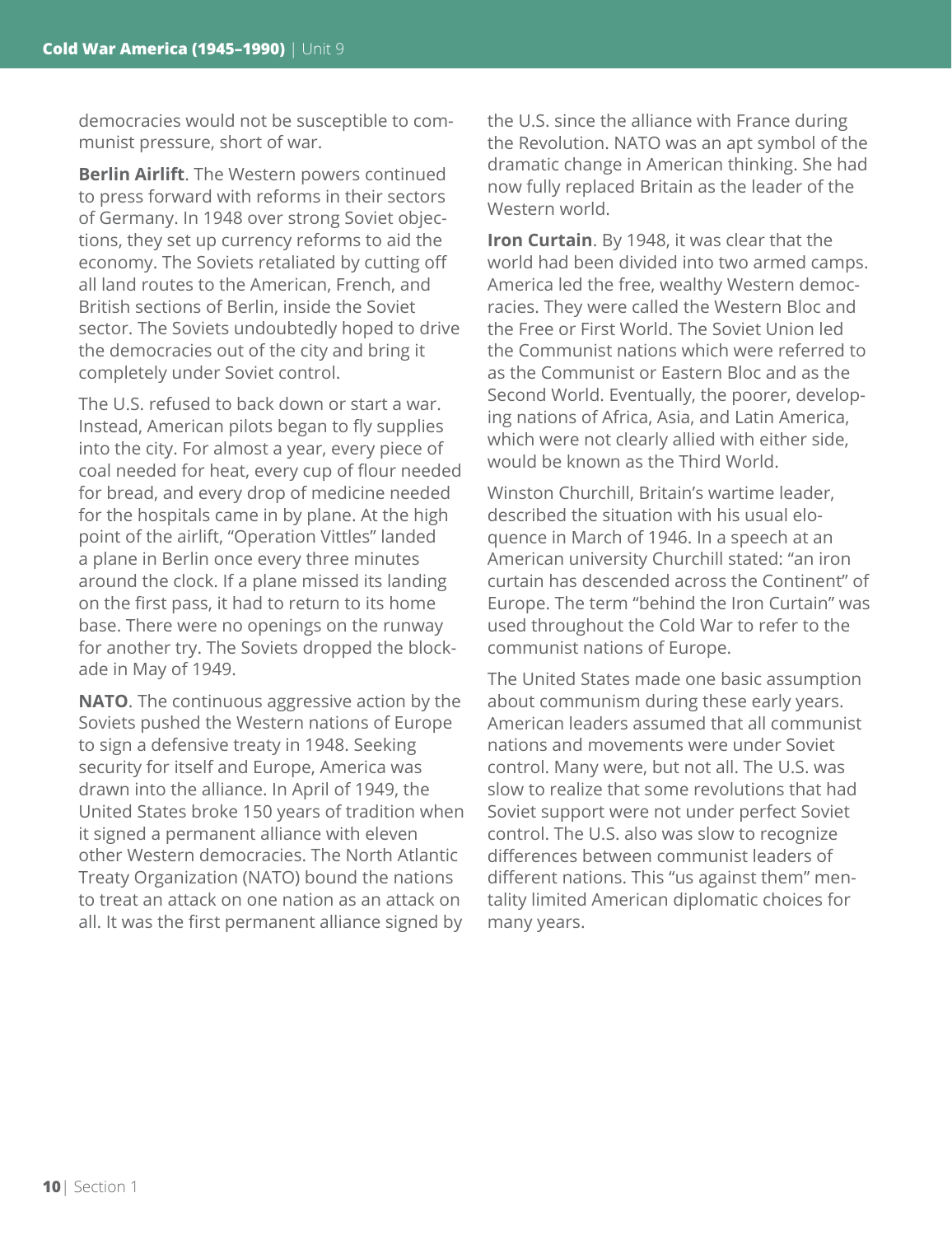democracies would not be susceptible to communist pressure, short of war.

**Berlin Airlift**. The Western powers continued to press forward with reforms in their sectors of Germany. In 1948 over strong Soviet objections, they set up currency reforms to aid the economy. The Soviets retaliated by cutting off all land routes to the American, French, and British sections of Berlin, inside the Soviet sector. The Soviets undoubtedly hoped to drive the democracies out of the city and bring it completely under Soviet control.

The U.S. refused to back down or start a war. Instead, American pilots began to fly supplies into the city. For almost a year, every piece of coal needed for heat, every cup of flour needed for bread, and every drop of medicine needed for the hospitals came in by plane. At the high point of the airlift, "Operation Vittles" landed a plane in Berlin once every three minutes around the clock. If a plane missed its landing on the first pass, it had to return to its home base. There were no openings on the runway for another try. The Soviets dropped the blockade in May of 1949.

**NATO**. The continuous aggressive action by the Soviets pushed the Western nations of Europe to sign a defensive treaty in 1948. Seeking security for itself and Europe, America was drawn into the alliance. In April of 1949, the United States broke 150 years of tradition when it signed a permanent alliance with eleven other Western democracies. The North Atlantic Treaty Organization (NATO) bound the nations to treat an attack on one nation as an attack on all. It was the first permanent alliance signed by the U.S. since the alliance with France during the Revolution. NATO was an apt symbol of the dramatic change in American thinking. She had now fully replaced Britain as the leader of the Western world.

**Iron Curtain**. By 1948, it was clear that the world had been divided into two armed camps. America led the free, wealthy Western democracies. They were called the Western Bloc and the Free or First World. The Soviet Union led the Communist nations which were referred to as the Communist or Eastern Bloc and as the Second World. Eventually, the poorer, developing nations of Africa, Asia, and Latin America, which were not clearly allied with either side, would be known as the Third World.

Winston Churchill, Britain's wartime leader, described the situation with his usual eloquence in March of 1946. In a speech at an American university Churchill stated: "an iron curtain has descended across the Continent" of Europe. The term "behind the Iron Curtain" was used throughout the Cold War to refer to the communist nations of Europe.

The United States made one basic assumption about communism during these early years. American leaders assumed that all communist nations and movements were under Soviet control. Many were, but not all. The U.S. was slow to realize that some revolutions that had Soviet support were not under perfect Soviet control. The U.S. also was slow to recognize differences between communist leaders of different nations. This "us against them" mentality limited American diplomatic choices for many years.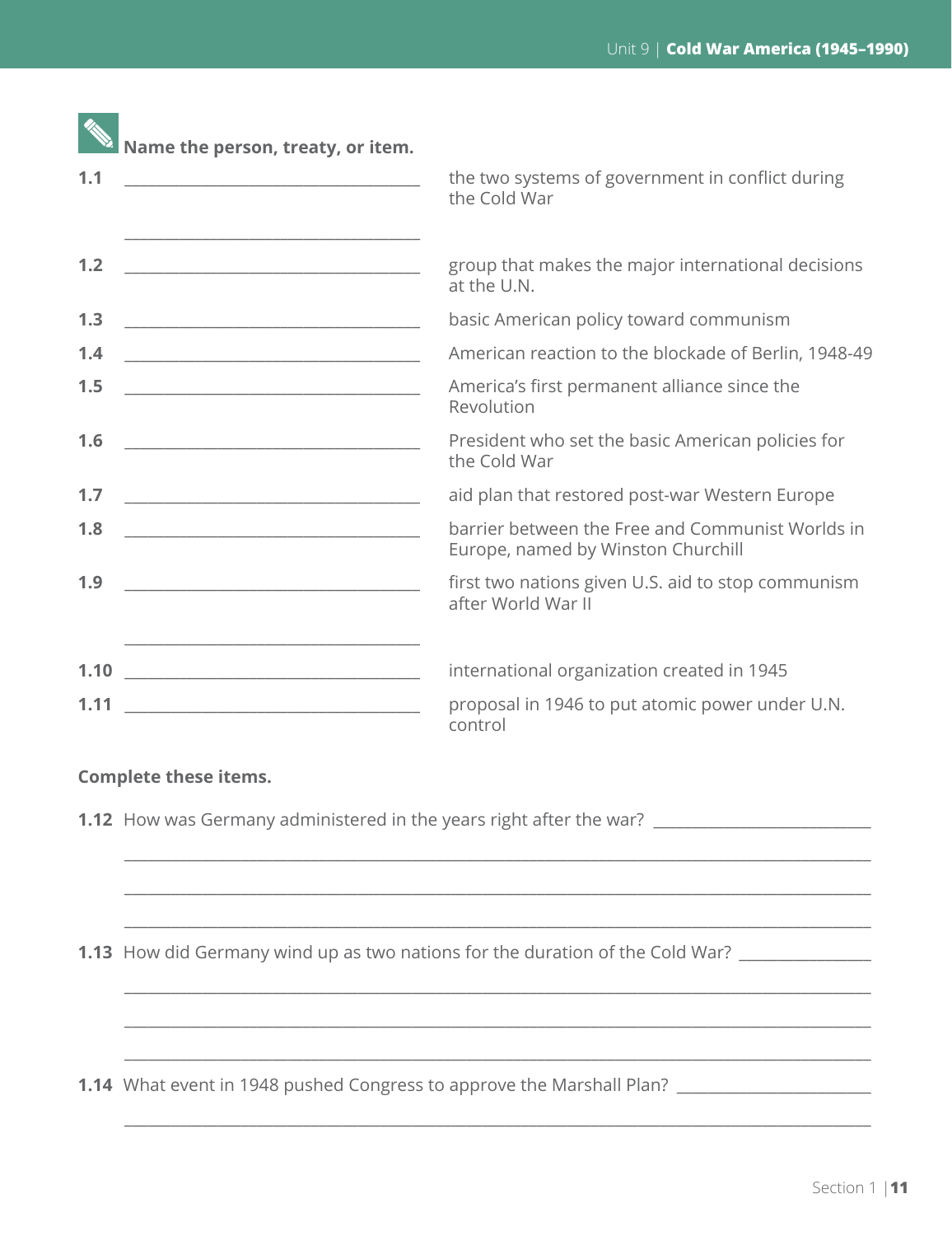**Name the person, treaty, or item.**

**1.1** ______________________ the two systems of government in conflict during the Cold War

______________________

**1.2** ______________________ group that makes the major international decisions at the U.N.

**1.3** ______________________ basic American policy toward communism

**1.4** ______________________ American reaction to the blockade of Berlin, 1948-49

**1.5** ______________________ America's first permanent alliance since the Revolution

**1.6** ______________________ President who set the basic American policies for the Cold War

**1.7** ______________________ aid plan that restored post-war Western Europe

**1.8** ______________________ barrier between the Free and Communist Worlds in Europe, named by Winston Churchill

**1.9** ______________________ first two nations given U.S. aid to stop communism after World War II

______________________

**1.10** ______________________ international organization created in 1945

**1.11** ______________________ proposal in 1946 to put atomic power under U.N. control

**Complete these items.**

**1.12** How was Germany administered in the years right after the war? ______________________

______________________________________________

______________________________________________

______________________________________________

**1.13** How did Germany wind up as two nations for the duration of the Cold War? ______________

______________________________________________

______________________________________________

______________________________________________

**1.14** What event in 1948 pushed Congress to approve the Marshall Plan? ______________________

______________________________________________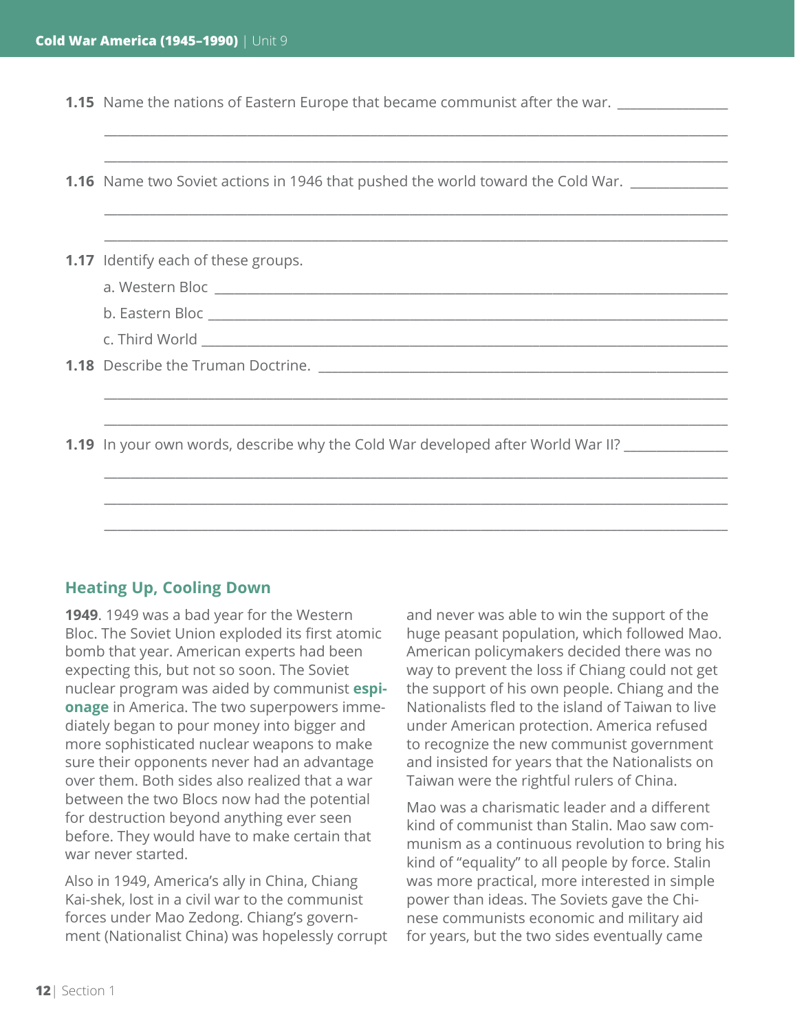**1.15** Name the nations of Eastern Europe that became communist after the war. _______________

_______________________________________________________________________________

_______________________________________________________________________________

**1.16** Name two Soviet actions in 1946 that pushed the world toward the Cold War. _____________

_______________________________________________________________________________

_______________________________________________________________________________

**1.17** Identify each of these groups.

a. Western Bloc _______________________________________________________________

b. Eastern Bloc _______________________________________________________________

c. Third World ________________________________________________________________

**1.18** Describe the Truman Doctrine. ____________________________________________

_______________________________________________________________________________

_______________________________________________________________________________

**1.19** In your own words, describe why the Cold War developed after World War II? _____________

_______________________________________________________________________________

_______________________________________________________________________________

_______________________________________________________________________________

## Heating Up, Cooling Down

**1949**. 1949 was a bad year for the Western Bloc. The Soviet Union exploded its first atomic bomb that year. American experts had been expecting this, but not so soon. The Soviet nuclear program was aided by communist **espionage** in America. The two superpowers immediately began to pour money into bigger and more sophisticated nuclear weapons to make sure their opponents never had an advantage over them. Both sides also realized that a war between the two Blocs now had the potential for destruction beyond anything ever seen before. They would have to make certain that war never started.

Also in 1949, America's ally in China, Chiang Kai-shek, lost in a civil war to the communist forces under Mao Zedong. Chiang's government (Nationalist China) was hopelessly corrupt and never was able to win the support of the huge peasant population, which followed Mao. American policymakers decided there was no way to prevent the loss if Chiang could not get the support of his own people. Chiang and the Nationalists fled to the island of Taiwan to live under American protection. America refused to recognize the new communist government and insisted for years that the Nationalists on Taiwan were the rightful rulers of China.

Mao was a charismatic leader and a different kind of communist than Stalin. Mao saw communism as a continuous revolution to bring his kind of "equality" to all people by force. Stalin was more practical, more interested in simple power than ideas. The Soviets gave the Chinese communists economic and military aid for years, but the two sides eventually came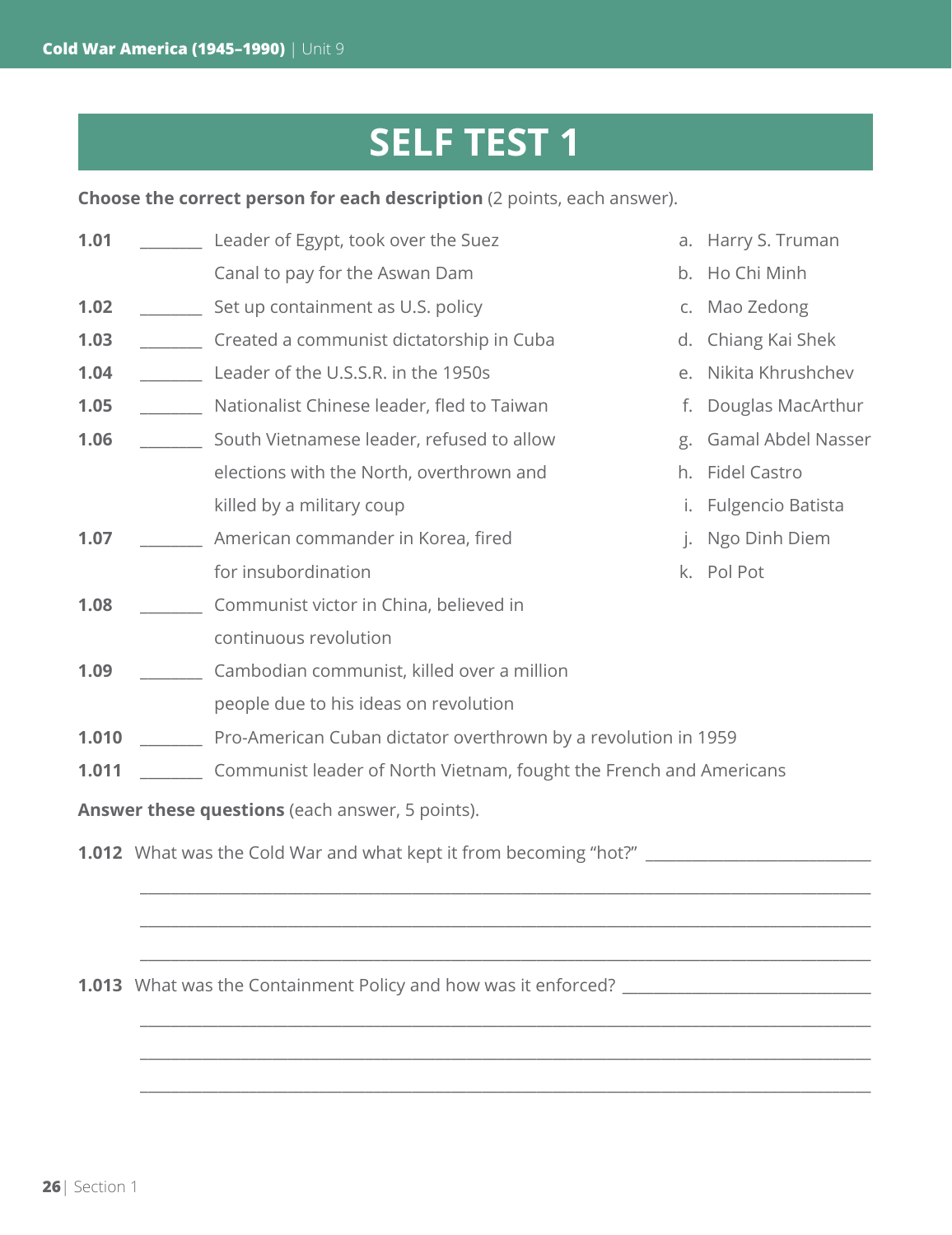# SELF TEST 1

**Choose the correct person for each description** (2 points, each answer).

**1.01** ________ Leader of Egypt, took over the Suez Canal to pay for the Aswan Dam

**1.02** ________ Set up containment as U.S. policy

**1.03** ________ Created a communist dictatorship in Cuba

**1.04** ________ Leader of the U.S.S.R. in the 1950s

**1.05** ________ Nationalist Chinese leader, fled to Taiwan

**1.06** ________ South Vietnamese leader, refused to allow elections with the North, overthrown and killed by a military coup

**1.07** ________ American commander in Korea, fired for insubordination

**1.08** ________ Communist victor in China, believed in continuous revolution

**1.09** ________ Cambodian communist, killed over a million people due to his ideas on revolution

**1.010** ________ Pro-American Cuban dictator overthrown by a revolution in 1959

**1.011** ________ Communist leader of North Vietnam, fought the French and Americans

a. Harry S. Truman
b. Ho Chi Minh
c. Mao Zedong
d. Chiang Kai Shek
e. Nikita Khrushchev
f. Douglas MacArthur
g. Gamal Abdel Nasser
h. Fidel Castro
i. Fulgencio Batista
j. Ngo Dinh Diem
k. Pol Pot

**Answer these questions** (each answer, 5 points).

**1.012** What was the Cold War and what kept it from becoming "hot?" ____________________

__________________________________________________________________

__________________________________________________________________

__________________________________________________________________

**1.013** What was the Containment Policy and how was it enforced? ____________________

__________________________________________________________________

__________________________________________________________________

__________________________________________________________________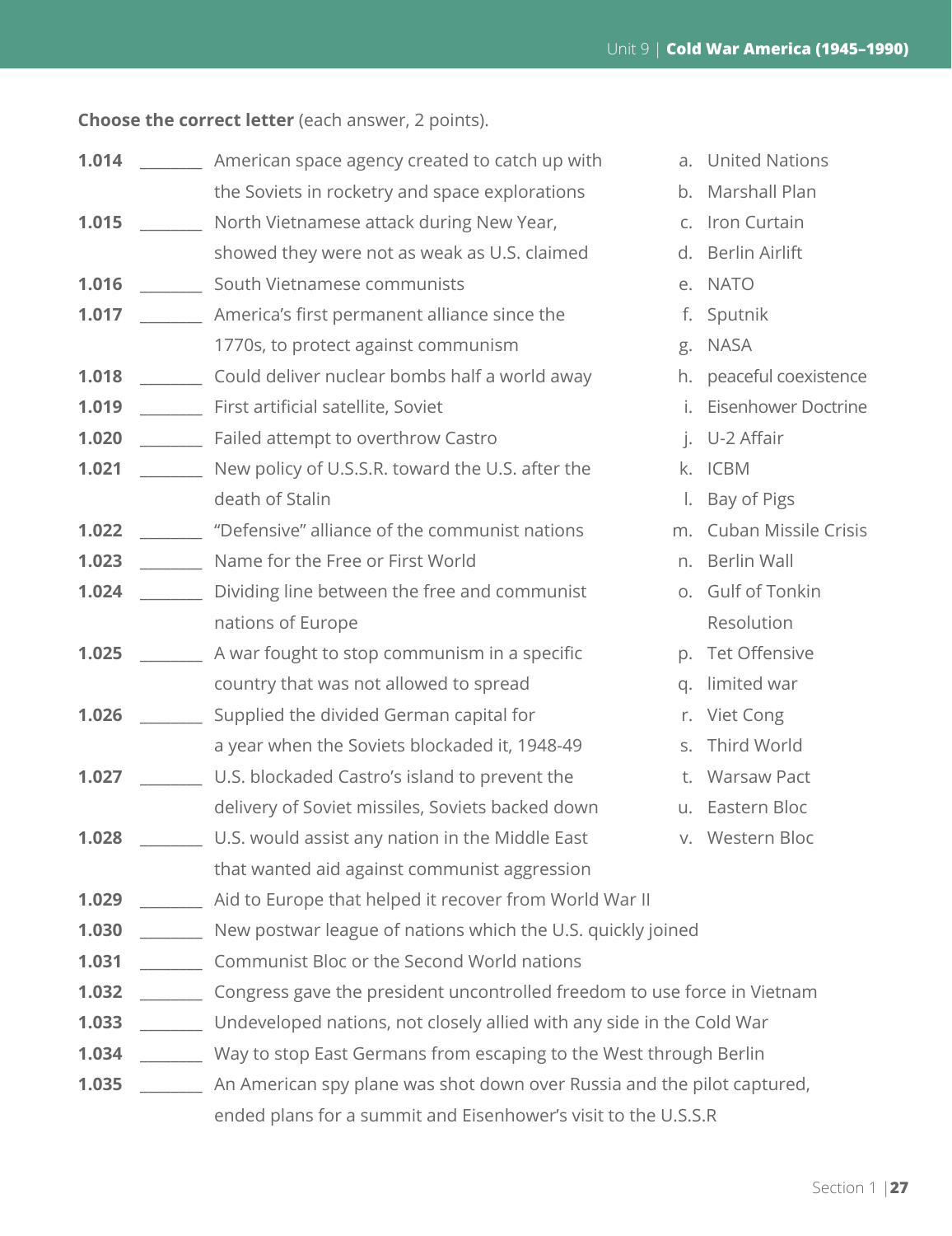**Choose the correct letter** (each answer, 2 points).

1.014 ________ American space agency created to catch up with the Soviets in rocketry and space explorations

1.015 ________ North Vietnamese attack during New Year, showed they were not as weak as U.S. claimed

1.016 ________ South Vietnamese communists

1.017 ________ America's first permanent alliance since the 1770s, to protect against communism

1.018 ________ Could deliver nuclear bombs half a world away

1.019 ________ First artificial satellite, Soviet

1.020 ________ Failed attempt to overthrow Castro

1.021 ________ New policy of U.S.S.R. toward the U.S. after the death of Stalin

1.022 ________ "Defensive" alliance of the communist nations

1.023 ________ Name for the Free or First World

1.024 ________ Dividing line between the free and communist nations of Europe

1.025 ________ A war fought to stop communism in a specific country that was not allowed to spread

1.026 ________ Supplied the divided German capital for a year when the Soviets blockaded it, 1948-49

1.027 ________ U.S. blockaded Castro's island to prevent the delivery of Soviet missiles, Soviets backed down

1.028 ________ U.S. would assist any nation in the Middle East that wanted aid against communist aggression

1.029 ________ Aid to Europe that helped it recover from World War II

1.030 ________ New postwar league of nations which the U.S. quickly joined

1.031 ________ Communist Bloc or the Second World nations

1.032 ________ Congress gave the president uncontrolled freedom to use force in Vietnam

1.033 ________ Undeveloped nations, not closely allied with any side in the Cold War

1.034 ________ Way to stop East Germans from escaping to the West through Berlin

1.035 ________ An American spy plane was shot down over Russia and the pilot captured, ended plans for a summit and Eisenhower's visit to the U.S.S.R

a. United Nations
b. Marshall Plan
c. Iron Curtain
d. Berlin Airlift
e. NATO
f. Sputnik
g. NASA
h. peaceful coexistence
i. Eisenhower Doctrine
j. U-2 Affair
k. ICBM
l. Bay of Pigs
m. Cuban Missile Crisis
n. Berlin Wall
o. Gulf of Tonkin Resolution
p. Tet Offensive
q. limited war
r. Viet Cong
s. Third World
t. Warsaw Pact
u. Eastern Bloc
v. Western Bloc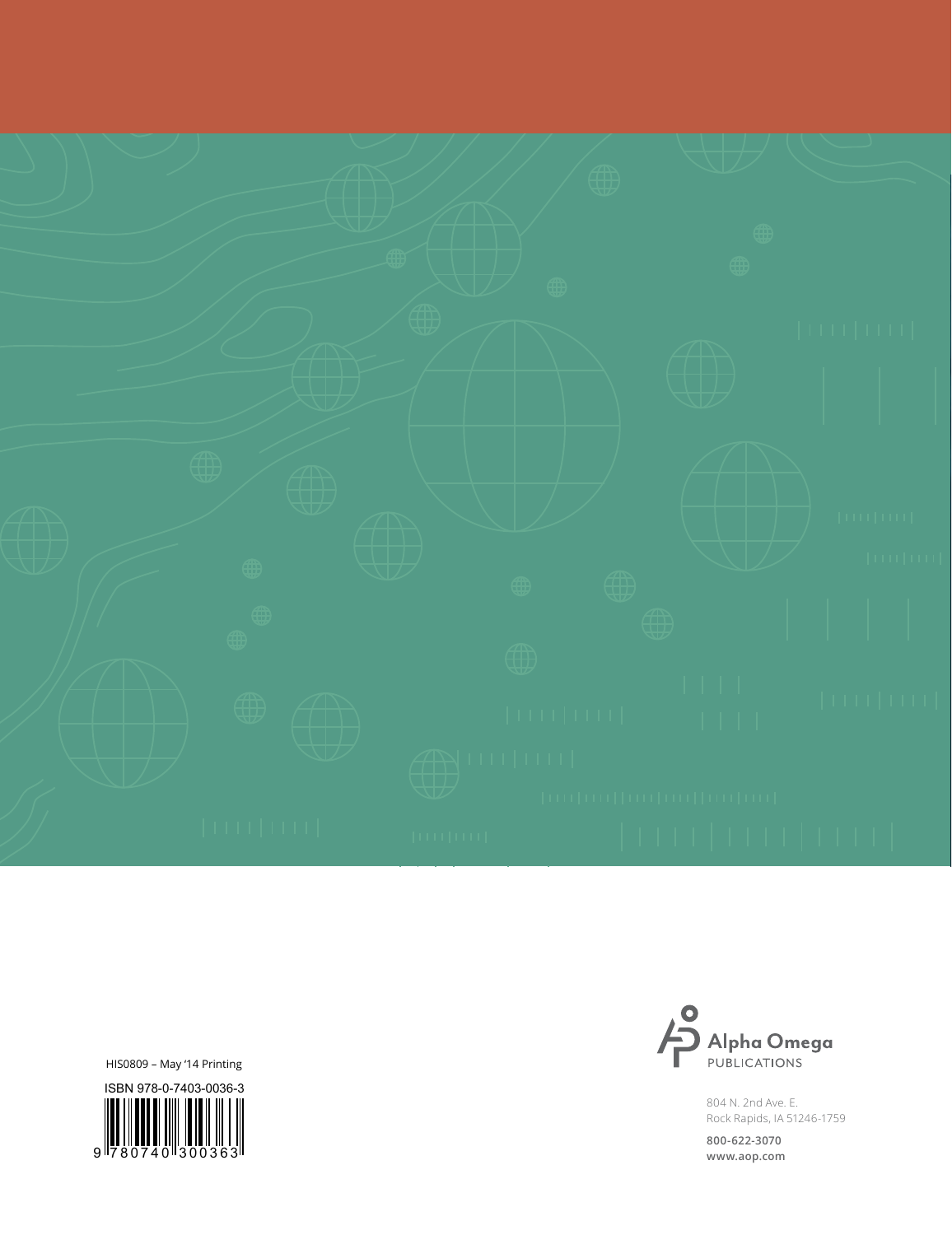HIS0809 – May '14 Printing

ISBN 978-0-7403-0036-3

9 780740 300363

Alpha Omega PUBLICATIONS

804 N. 2nd Ave. E.
Rock Rapids, IA 51246-1759

**800-622-3070**
**www.aop.com**